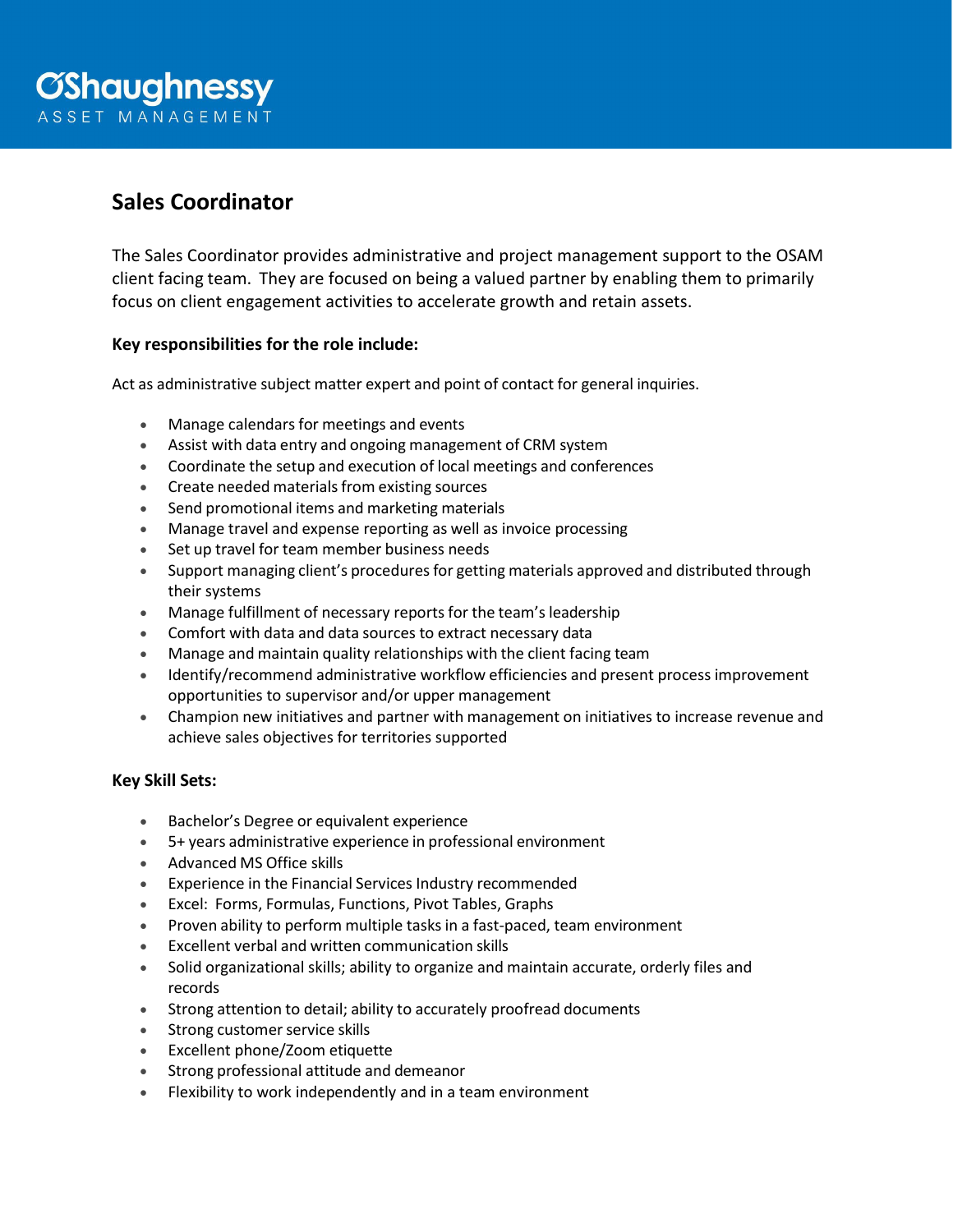# O'Shaughnessy ASSET MANAGEMENT

## Sales Coordinator

The Sales Coordinator provides administrative and project management support to the OSAM client facing team. They are focused on being a valued partner by enabling them to primarily focus on client engagement activities to accelerate growth and retain assets.

### Key responsibilities for the role include:

Act as administrative subject matter expert and point of contact for general inquiries.

- Manage calendars for meetings and events
- Assist with data entry and ongoing management of CRM system
- Coordinate the setup and execution of local meetings and conferences
- Create needed materials from existing sources
- Send promotional items and marketing materials
- Manage travel and expense reporting as well as invoice processing
- Set up travel for team member business needs
- Support managing client's procedures for getting materials approved and distributed through their systems
- Manage fulfillment of necessary reports for the team's leadership
- Comfort with data and data sources to extract necessary data
- Manage and maintain quality relationships with the client facing team
- Identify/recommend administrative workflow efficiencies and present process improvement opportunities to supervisor and/or upper management
- Champion new initiatives and partner with management on initiatives to increase revenue and achieve sales objectives for territories supported

### Key Skill Sets:

- Bachelor's Degree or equivalent experience
- 5+ years administrative experience in professional environment
- Advanced MS Office skills
- Experience in the Financial Services Industry recommended
- Excel: Forms, Formulas, Functions, Pivot Tables, Graphs
- Proven ability to perform multiple tasks in a fast-paced, team environment
- Excellent verbal and written communication skills
- Solid organizational skills; ability to organize and maintain accurate, orderly files and records
- Strong attention to detail; ability to accurately proofread documents
- Strong customer service skills
- Excellent phone/Zoom etiquette
- Strong professional attitude and demeanor
- Flexibility to work independently and in a team environment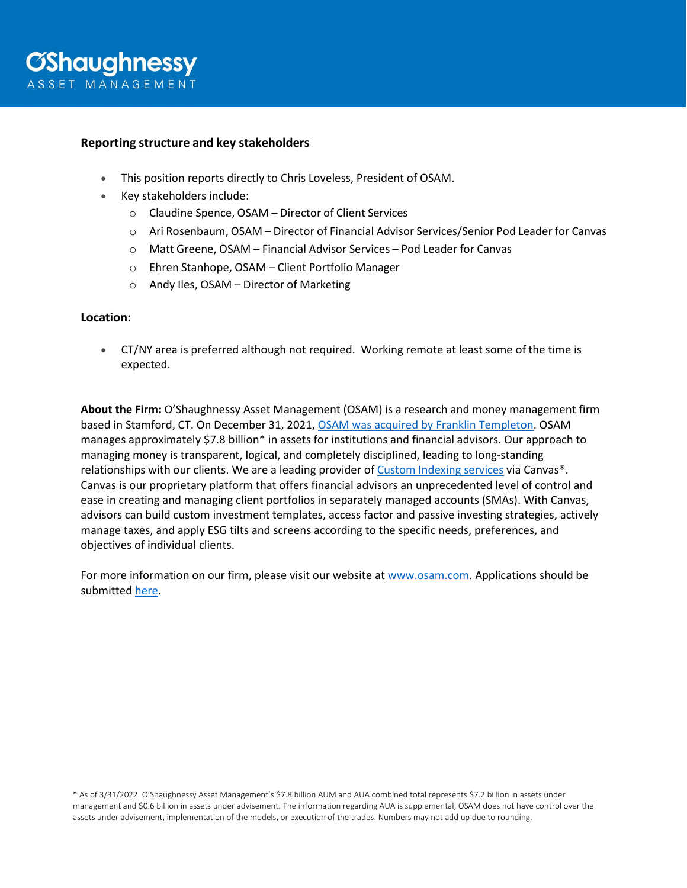**O'Shaughnessy ASSET MANAGEMENT**

**Reporting structure and key stakeholders**

- This position reports directly to Chris Loveless, President of OSAM.
- Key stakeholders include:
  - Claudine Spence, OSAM – Director of Client Services
  - Ari Rosenbaum, OSAM – Director of Financial Advisor Services/Senior Pod Leader for Canvas
  - Matt Greene, OSAM – Financial Advisor Services – Pod Leader for Canvas
  - Ehren Stanhope, OSAM – Client Portfolio Manager
  - Andy Iles, OSAM – Director of Marketing

**Location:**

- CT/NY area is preferred although not required. Working remote at least some of the time is expected.

**About the Firm:** O'Shaughnessy Asset Management (OSAM) is a research and money management firm based in Stamford, CT. On December 31, 2021, OSAM was acquired by Franklin Templeton. OSAM manages approximately $7.8 billion* in assets for institutions and financial advisors. Our approach to managing money is transparent, logical, and completely disciplined, leading to long-standing relationships with our clients. We are a leading provider of Custom Indexing services via Canvas®. Canvas is our proprietary platform that offers financial advisors an unprecedented level of control and ease in creating and managing client portfolios in separately managed accounts (SMAs). With Canvas, advisors can build custom investment templates, access factor and passive investing strategies, actively manage taxes, and apply ESG tilts and screens according to the specific needs, preferences, and objectives of individual clients.

For more information on our firm, please visit our website at www.osam.com. Applications should be submitted here.

* As of 3/31/2022. O'Shaughnessy Asset Management's $7.8 billion AUM and AUA combined total represents $7.2 billion in assets under management and $0.6 billion in assets under advisement. The information regarding AUA is supplemental, OSAM does not have control over the assets under advisement, implementation of the models, or execution of the trades. Numbers may not add up due to rounding.